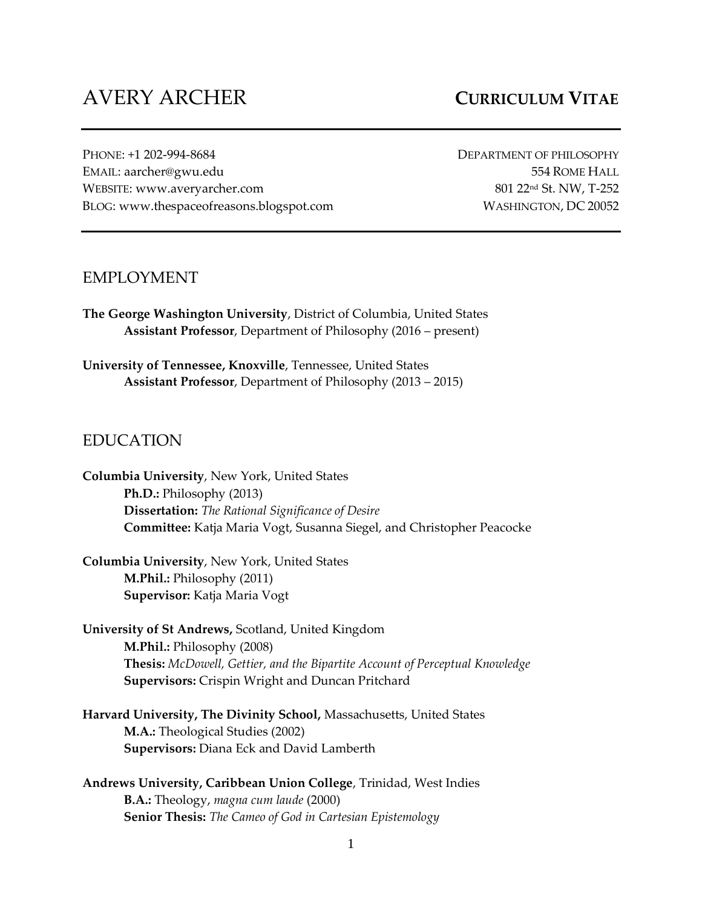# AVERY ARCHER — CURRICULUM VITAE

PHONE: +1 202-994-8684
EMAIL: aarcher@gwu.edu
WEBSITE: www.averyarcher.com
BLOG: www.thespaceofreasons.blogspot.com

DEPARTMENT OF PHILOSOPHY
554 ROME HALL
801 22nd St. NW, T-252
WASHINGTON, DC 20052

## EMPLOYMENT

**The George Washington University**, District of Columbia, United States
  **Assistant Professor**, Department of Philosophy (2016 – present)

**University of Tennessee, Knoxville**, Tennessee, United States
  **Assistant Professor**, Department of Philosophy (2013 – 2015)

## EDUCATION

**Columbia University**, New York, United States
  **Ph.D.:** Philosophy (2013)
  **Dissertation:** *The Rational Significance of Desire*
  **Committee:** Katja Maria Vogt, Susanna Siegel, and Christopher Peacocke

**Columbia University**, New York, United States
  **M.Phil.:** Philosophy (2011)
  **Supervisor:** Katja Maria Vogt

**University of St Andrews,** Scotland, United Kingdom
  **M.Phil.:** Philosophy (2008)
  **Thesis:** *McDowell, Gettier, and the Bipartite Account of Perceptual Knowledge*
  **Supervisors:** Crispin Wright and Duncan Pritchard

**Harvard University, The Divinity School,** Massachusetts, United States
  **M.A.:** Theological Studies (2002)
  **Supervisors:** Diana Eck and David Lamberth

**Andrews University, Caribbean Union College**, Trinidad, West Indies
  **B.A.:** Theology, *magna cum laude* (2000)
  **Senior Thesis:** *The Cameo of God in Cartesian Epistemology*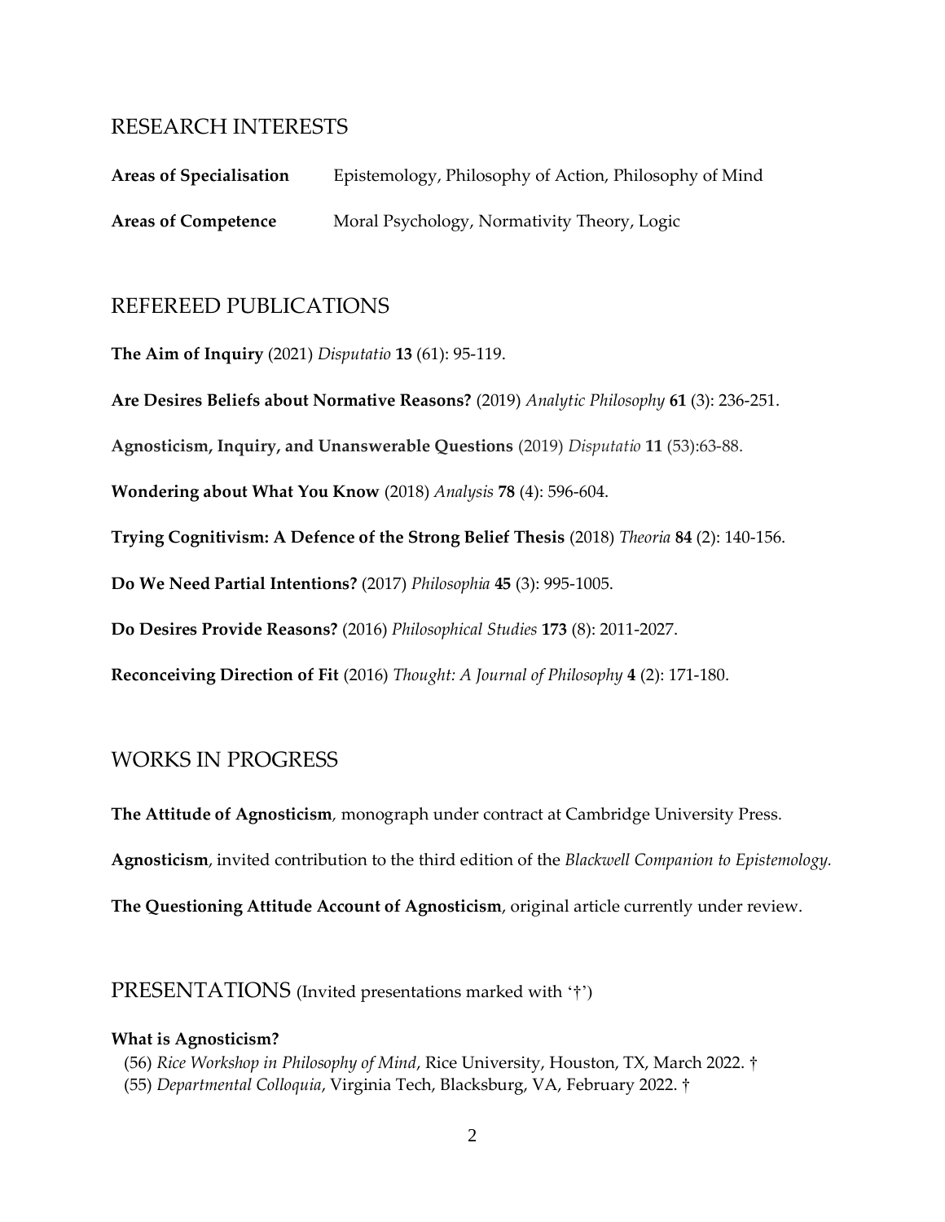## RESEARCH INTERESTS

**Areas of Specialisation** Epistemology, Philosophy of Action, Philosophy of Mind

**Areas of Competence** Moral Psychology, Normativity Theory, Logic

## REFEREED PUBLICATIONS

**The Aim of Inquiry** (2021) *Disputatio* **13** (61): 95-119.

**Are Desires Beliefs about Normative Reasons?** (2019) *Analytic Philosophy* **61** (3): 236-251.

**Agnosticism, Inquiry, and Unanswerable Questions** (2019) *Disputatio* **11** (53):63-88.

**Wondering about What You Know** (2018) *Analysis* **78** (4): 596-604.

**Trying Cognitivism: A Defence of the Strong Belief Thesis** (2018) *Theoria* **84** (2): 140-156.

**Do We Need Partial Intentions?** (2017) *Philosophia* **45** (3): 995-1005.

**Do Desires Provide Reasons?** (2016) *Philosophical Studies* **173** (8): 2011-2027.

**Reconceiving Direction of Fit** (2016) *Thought: A Journal of Philosophy* **4** (2): 171-180.

## WORKS IN PROGRESS

**The Attitude of Agnosticism**, monograph under contract at Cambridge University Press.

**Agnosticism**, invited contribution to the third edition of the *Blackwell Companion to Epistemology*.

**The Questioning Attitude Account of Agnosticism**, original article currently under review.

## PRESENTATIONS (Invited presentations marked with '†')

**What is Agnosticism?**

(56) *Rice Workshop in Philosophy of Mind*, Rice University, Houston, TX, March 2022. †
(55) *Departmental Colloquia*, Virginia Tech, Blacksburg, VA, February 2022. †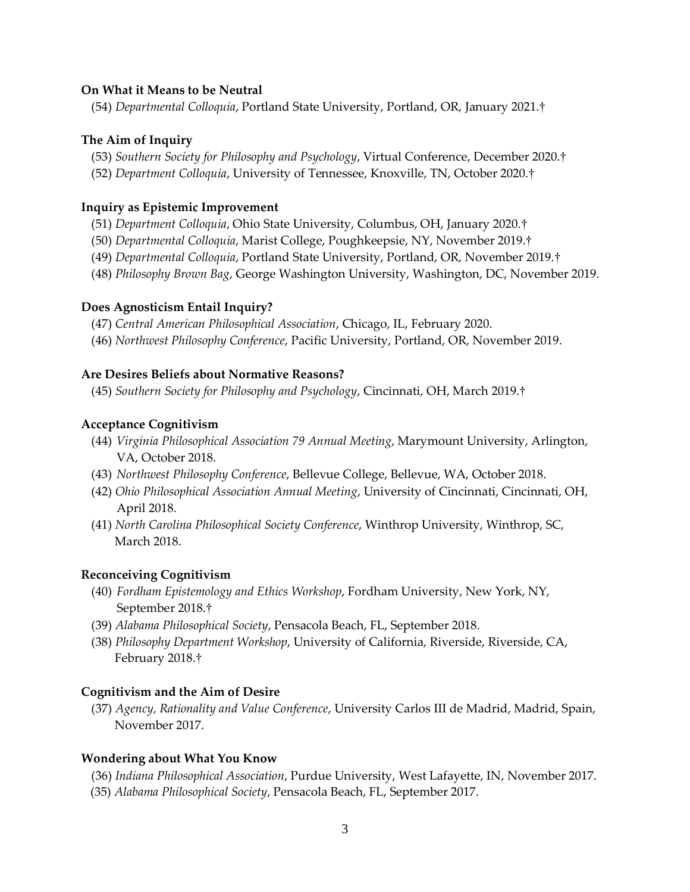**On What it Means to be Neutral**

(54) *Departmental Colloquia*, Portland State University, Portland, OR, January 2021.†

**The Aim of Inquiry**

(53) *Southern Society for Philosophy and Psychology*, Virtual Conference, December 2020.†
(52) *Department Colloquia*, University of Tennessee, Knoxville, TN, October 2020.†

**Inquiry as Epistemic Improvement**

(51) *Department Colloquia*, Ohio State University, Columbus, OH, January 2020.†
(50) *Departmental Colloquia*, Marist College, Poughkeepsie, NY, November 2019.†
(49) *Departmental Colloquia*, Portland State University, Portland, OR, November 2019.†
(48) *Philosophy Brown Bag*, George Washington University, Washington, DC, November 2019.

**Does Agnosticism Entail Inquiry?**

(47) *Central American Philosophical Association*, Chicago, IL, February 2020.
(46) *Northwest Philosophy Conference*, Pacific University, Portland, OR, November 2019.

**Are Desires Beliefs about Normative Reasons?**

(45) *Southern Society for Philosophy and Psychology*, Cincinnati, OH, March 2019.†

**Acceptance Cognitivism**

(44) *Virginia Philosophical Association 79 Annual Meeting*, Marymount University, Arlington, VA, October 2018.
(43) *Northwest Philosophy Conference*, Bellevue College, Bellevue, WA, October 2018.
(42) *Ohio Philosophical Association Annual Meeting*, University of Cincinnati, Cincinnati, OH, April 2018.
(41) *North Carolina Philosophical Society Conference*, Winthrop University, Winthrop, SC, March 2018.

**Reconceiving Cognitivism**

(40) *Fordham Epistemology and Ethics Workshop*, Fordham University, New York, NY, September 2018.†
(39) *Alabama Philosophical Society*, Pensacola Beach, FL, September 2018.
(38) *Philosophy Department Workshop*, University of California, Riverside, Riverside, CA, February 2018.†

**Cognitivism and the Aim of Desire**

(37) *Agency, Rationality and Value Conference*, University Carlos III de Madrid, Madrid, Spain, November 2017.

**Wondering about What You Know**

(36) *Indiana Philosophical Association*, Purdue University, West Lafayette, IN, November 2017.
(35) *Alabama Philosophical Society*, Pensacola Beach, FL, September 2017.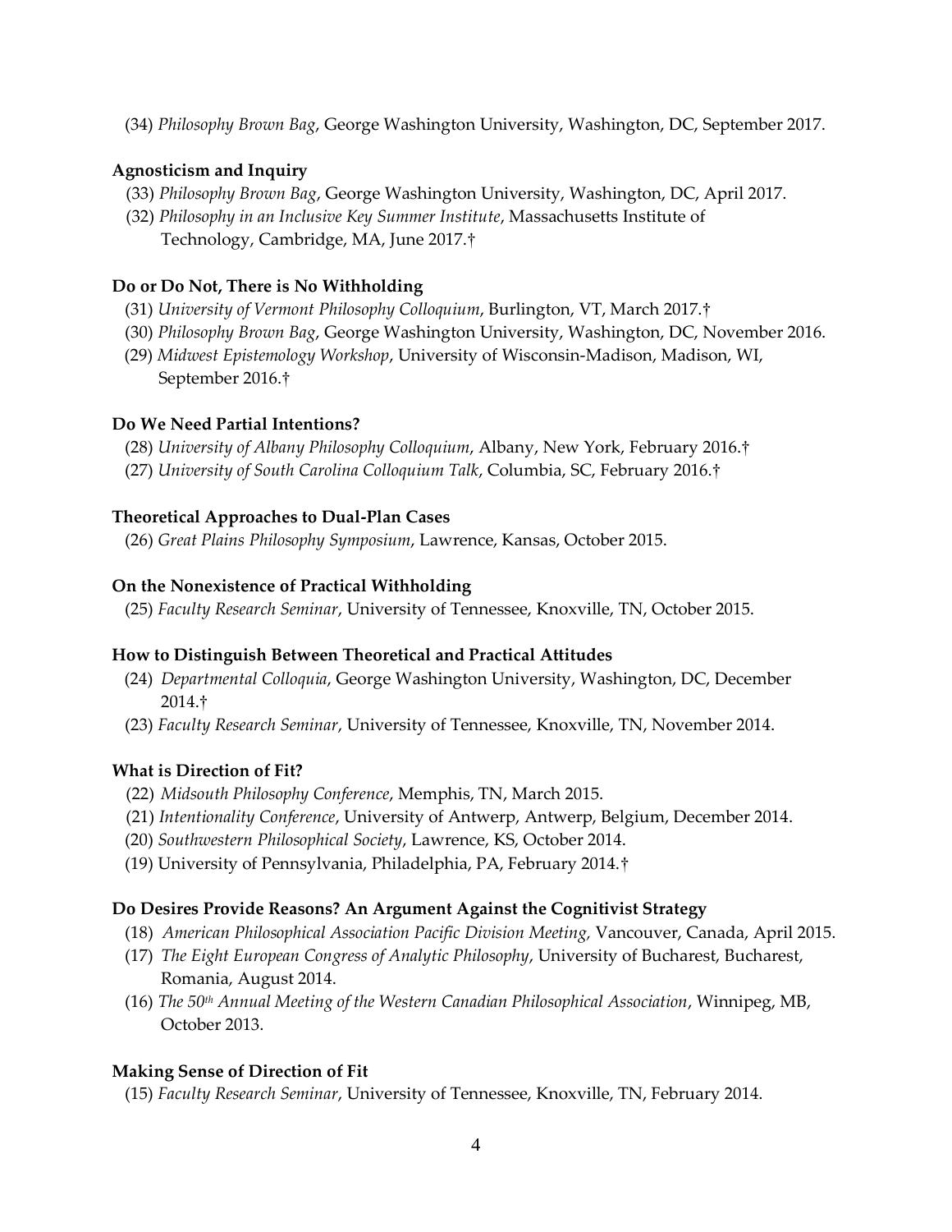(34) *Philosophy Brown Bag*, George Washington University, Washington, DC, September 2017.

**Agnosticism and Inquiry**

(33) *Philosophy Brown Bag*, George Washington University, Washington, DC, April 2017.
(32) *Philosophy in an Inclusive Key Summer Institute*, Massachusetts Institute of Technology, Cambridge, MA, June 2017.†

**Do or Do Not, There is No Withholding**

(31) *University of Vermont Philosophy Colloquium*, Burlington, VT, March 2017.†
(30) *Philosophy Brown Bag*, George Washington University, Washington, DC, November 2016.
(29) *Midwest Epistemology Workshop*, University of Wisconsin-Madison, Madison, WI, September 2016.†

**Do We Need Partial Intentions?**

(28) *University of Albany Philosophy Colloquium*, Albany, New York, February 2016.†
(27) *University of South Carolina Colloquium Talk*, Columbia, SC, February 2016.†

**Theoretical Approaches to Dual-Plan Cases**

(26) *Great Plains Philosophy Symposium*, Lawrence, Kansas, October 2015.

**On the Nonexistence of Practical Withholding**

(25) *Faculty Research Seminar*, University of Tennessee, Knoxville, TN, October 2015.

**How to Distinguish Between Theoretical and Practical Attitudes**

(24) *Departmental Colloquia*, George Washington University, Washington, DC, December 2014.†
(23) *Faculty Research Seminar*, University of Tennessee, Knoxville, TN, November 2014.

**What is Direction of Fit?**

(22) *Midsouth Philosophy Conference*, Memphis, TN, March 2015.
(21) *Intentionality Conference*, University of Antwerp, Antwerp, Belgium, December 2014.
(20) *Southwestern Philosophical Society*, Lawrence, KS, October 2014.
(19) University of Pennsylvania, Philadelphia, PA, February 2014.†

**Do Desires Provide Reasons? An Argument Against the Cognitivist Strategy**

(18) *American Philosophical Association Pacific Division Meeting,* Vancouver, Canada, April 2015.
(17) *The Eight European Congress of Analytic Philosophy*, University of Bucharest, Bucharest, Romania, August 2014.
(16) *The 50th Annual Meeting of the Western Canadian Philosophical Association*, Winnipeg, MB, October 2013.

**Making Sense of Direction of Fit**

(15) *Faculty Research Seminar*, University of Tennessee, Knoxville, TN, February 2014.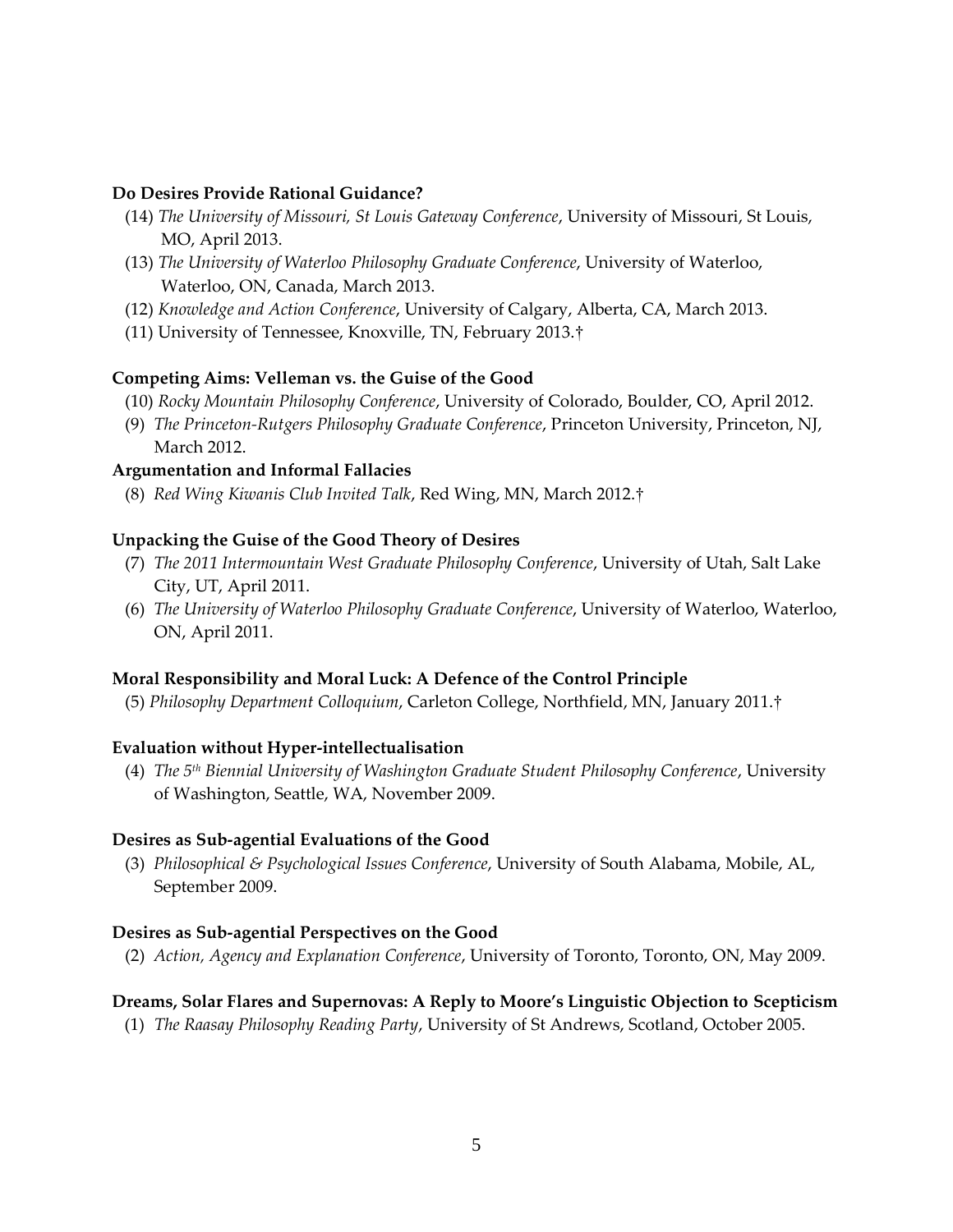**Do Desires Provide Rational Guidance?**

(14) *The University of Missouri, St Louis Gateway Conference*, University of Missouri, St Louis, MO, April 2013.

(13) *The University of Waterloo Philosophy Graduate Conference*, University of Waterloo, Waterloo, ON, Canada, March 2013.

(12) *Knowledge and Action Conference*, University of Calgary, Alberta, CA, March 2013.

(11) University of Tennessee, Knoxville, TN, February 2013.†

**Competing Aims: Velleman vs. the Guise of the Good**

(10) *Rocky Mountain Philosophy Conference*, University of Colorado, Boulder, CO, April 2012.

(9) *The Princeton-Rutgers Philosophy Graduate Conference*, Princeton University, Princeton, NJ, March 2012.

**Argumentation and Informal Fallacies**

(8) *Red Wing Kiwanis Club Invited Talk*, Red Wing, MN, March 2012.†

**Unpacking the Guise of the Good Theory of Desires**

(7) *The 2011 Intermountain West Graduate Philosophy Conference*, University of Utah, Salt Lake City, UT, April 2011.

(6) *The University of Waterloo Philosophy Graduate Conference*, University of Waterloo, Waterloo, ON, April 2011.

**Moral Responsibility and Moral Luck: A Defence of the Control Principle**

(5) *Philosophy Department Colloquium*, Carleton College, Northfield, MN, January 2011.†

**Evaluation without Hyper-intellectualisation**

(4) *The 5th Biennial University of Washington Graduate Student Philosophy Conference*, University of Washington, Seattle, WA, November 2009.

**Desires as Sub-agential Evaluations of the Good**

(3) *Philosophical & Psychological Issues Conference*, University of South Alabama, Mobile, AL, September 2009.

**Desires as Sub-agential Perspectives on the Good**

(2) *Action, Agency and Explanation Conference*, University of Toronto, Toronto, ON, May 2009.

**Dreams, Solar Flares and Supernovas: A Reply to Moore's Linguistic Objection to Scepticism**

(1) *The Raasay Philosophy Reading Party*, University of St Andrews, Scotland, October 2005.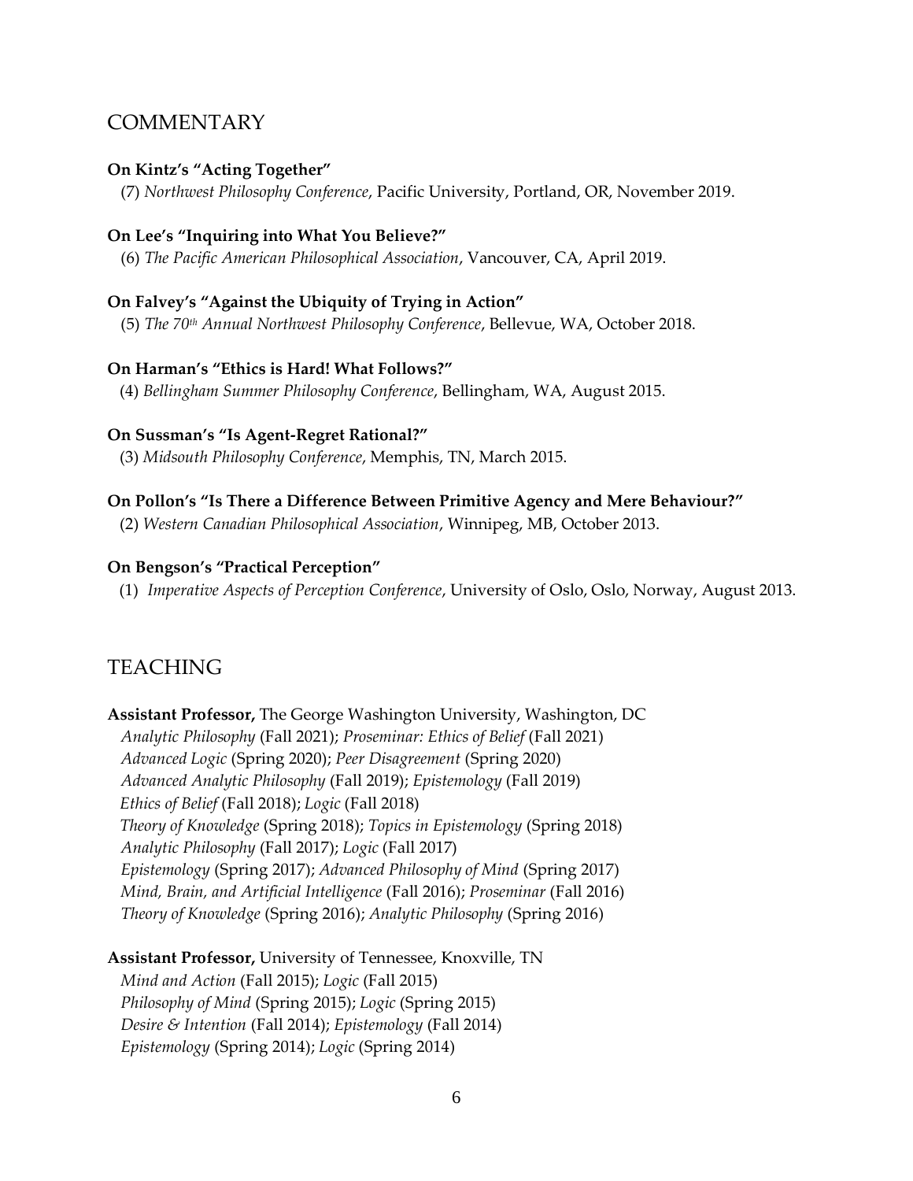## COMMENTARY

**On Kintz's "Acting Together"**
(7) *Northwest Philosophy Conference*, Pacific University, Portland, OR, November 2019.

**On Lee's "Inquiring into What You Believe?"**
(6) *The Pacific American Philosophical Association*, Vancouver, CA, April 2019.

**On Falvey's "Against the Ubiquity of Trying in Action"**
(5) *The 70th Annual Northwest Philosophy Conference*, Bellevue, WA, October 2018.

**On Harman's "Ethics is Hard! What Follows?"**
(4) *Bellingham Summer Philosophy Conference*, Bellingham, WA, August 2015.

**On Sussman's "Is Agent-Regret Rational?"**
(3) *Midsouth Philosophy Conference*, Memphis, TN, March 2015.

**On Pollon's "Is There a Difference Between Primitive Agency and Mere Behaviour?"**
(2) *Western Canadian Philosophical Association*, Winnipeg, MB, October 2013.

**On Bengson's "Practical Perception"**
(1) *Imperative Aspects of Perception Conference*, University of Oslo, Oslo, Norway, August 2013.

## TEACHING

**Assistant Professor,** The George Washington University, Washington, DC
*Analytic Philosophy* (Fall 2021); *Proseminar: Ethics of Belief* (Fall 2021)
*Advanced Logic* (Spring 2020); *Peer Disagreement* (Spring 2020)
*Advanced Analytic Philosophy* (Fall 2019); *Epistemology* (Fall 2019)
*Ethics of Belief* (Fall 2018); *Logic* (Fall 2018)
*Theory of Knowledge* (Spring 2018); *Topics in Epistemology* (Spring 2018)
*Analytic Philosophy* (Fall 2017); *Logic* (Fall 2017)
*Epistemology* (Spring 2017); *Advanced Philosophy of Mind* (Spring 2017)
*Mind, Brain, and Artificial Intelligence* (Fall 2016); *Proseminar* (Fall 2016)
*Theory of Knowledge* (Spring 2016); *Analytic Philosophy* (Spring 2016)

**Assistant Professor,** University of Tennessee, Knoxville, TN
*Mind and Action* (Fall 2015); *Logic* (Fall 2015)
*Philosophy of Mind* (Spring 2015); *Logic* (Spring 2015)
*Desire & Intention* (Fall 2014); *Epistemology* (Fall 2014)
*Epistemology* (Spring 2014); *Logic* (Spring 2014)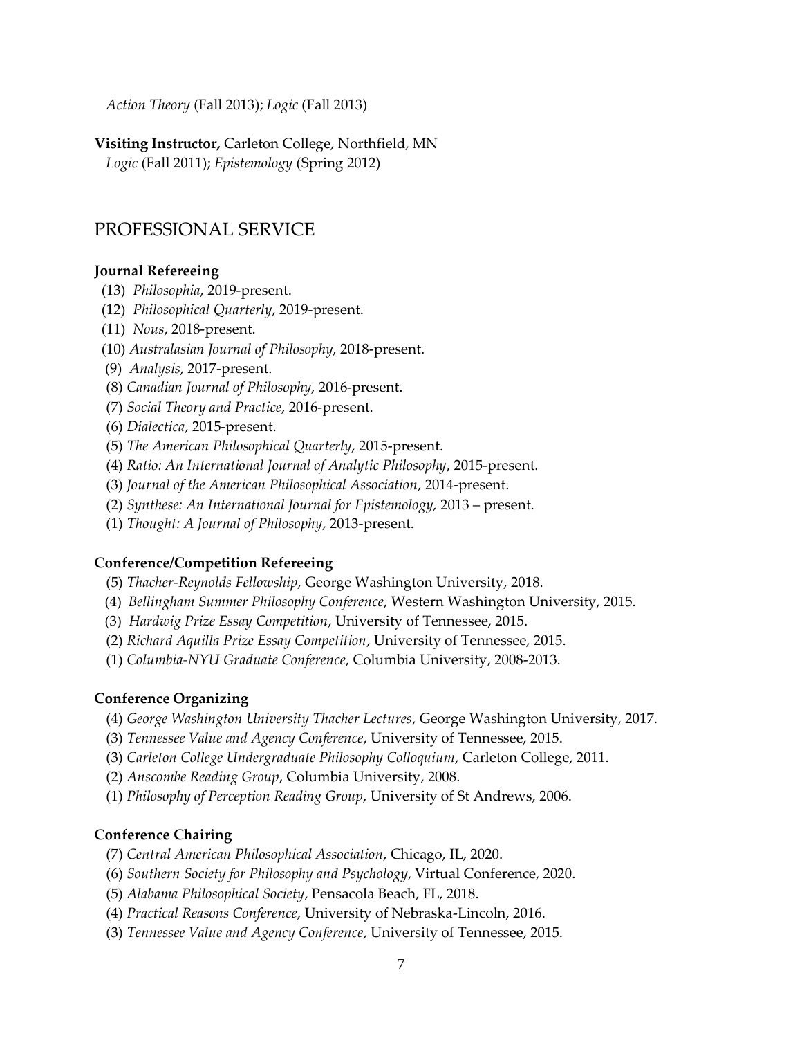*Action Theory* (Fall 2013); *Logic* (Fall 2013)

**Visiting Instructor,** Carleton College, Northfield, MN
*Logic* (Fall 2011); *Epistemology* (Spring 2012)

## PROFESSIONAL SERVICE

### Journal Refereeing

(13) *Philosophia*, 2019-present.
(12) *Philosophical Quarterly*, 2019-present.
(11) *Nous*, 2018-present.
(10) *Australasian Journal of Philosophy*, 2018-present.
(9) *Analysis*, 2017-present.
(8) *Canadian Journal of Philosophy*, 2016-present.
(7) *Social Theory and Practice*, 2016-present.
(6) *Dialectica*, 2015-present.
(5) *The American Philosophical Quarterly*, 2015-present.
(4) *Ratio: An International Journal of Analytic Philosophy*, 2015-present.
(3) *Journal of the American Philosophical Association*, 2014-present.
(2) *Synthese: An International Journal for Epistemology,* 2013 – present.
(1) *Thought: A Journal of Philosophy*, 2013-present.

### Conference/Competition Refereeing

(5) *Thacher-Reynolds Fellowship*, George Washington University, 2018.
(4) *Bellingham Summer Philosophy Conference*, Western Washington University, 2015.
(3) *Hardwig Prize Essay Competition*, University of Tennessee, 2015.
(2) *Richard Aquilla Prize Essay Competition*, University of Tennessee, 2015.
(1) *Columbia-NYU Graduate Conference*, Columbia University, 2008-2013.

### Conference Organizing

(4) *George Washington University Thacher Lectures*, George Washington University, 2017.
(3) *Tennessee Value and Agency Conference*, University of Tennessee, 2015.
(3) *Carleton College Undergraduate Philosophy Colloquium*, Carleton College, 2011.
(2) *Anscombe Reading Group*, Columbia University, 2008.
(1) *Philosophy of Perception Reading Group*, University of St Andrews, 2006.

### Conference Chairing

(7) *Central American Philosophical Association*, Chicago, IL, 2020.
(6) *Southern Society for Philosophy and Psychology*, Virtual Conference, 2020.
(5) *Alabama Philosophical Society*, Pensacola Beach, FL, 2018.
(4) *Practical Reasons Conference*, University of Nebraska-Lincoln, 2016.
(3) *Tennessee Value and Agency Conference*, University of Tennessee, 2015.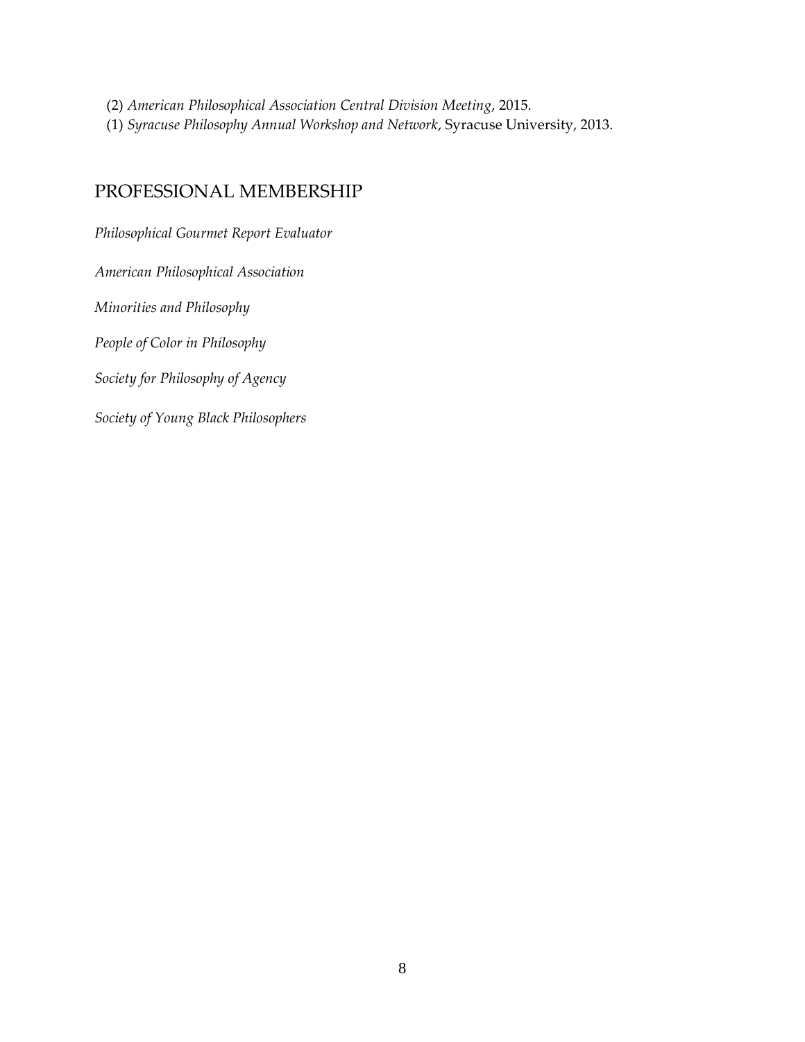(2) *American Philosophical Association Central Division Meeting*, 2015.

(1) *Syracuse Philosophy Annual Workshop and Network*, Syracuse University, 2013.

## PROFESSIONAL MEMBERSHIP

*Philosophical Gourmet Report Evaluator*

*American Philosophical Association*

*Minorities and Philosophy*

*People of Color in Philosophy*

*Society for Philosophy of Agency*

*Society of Young Black Philosophers*